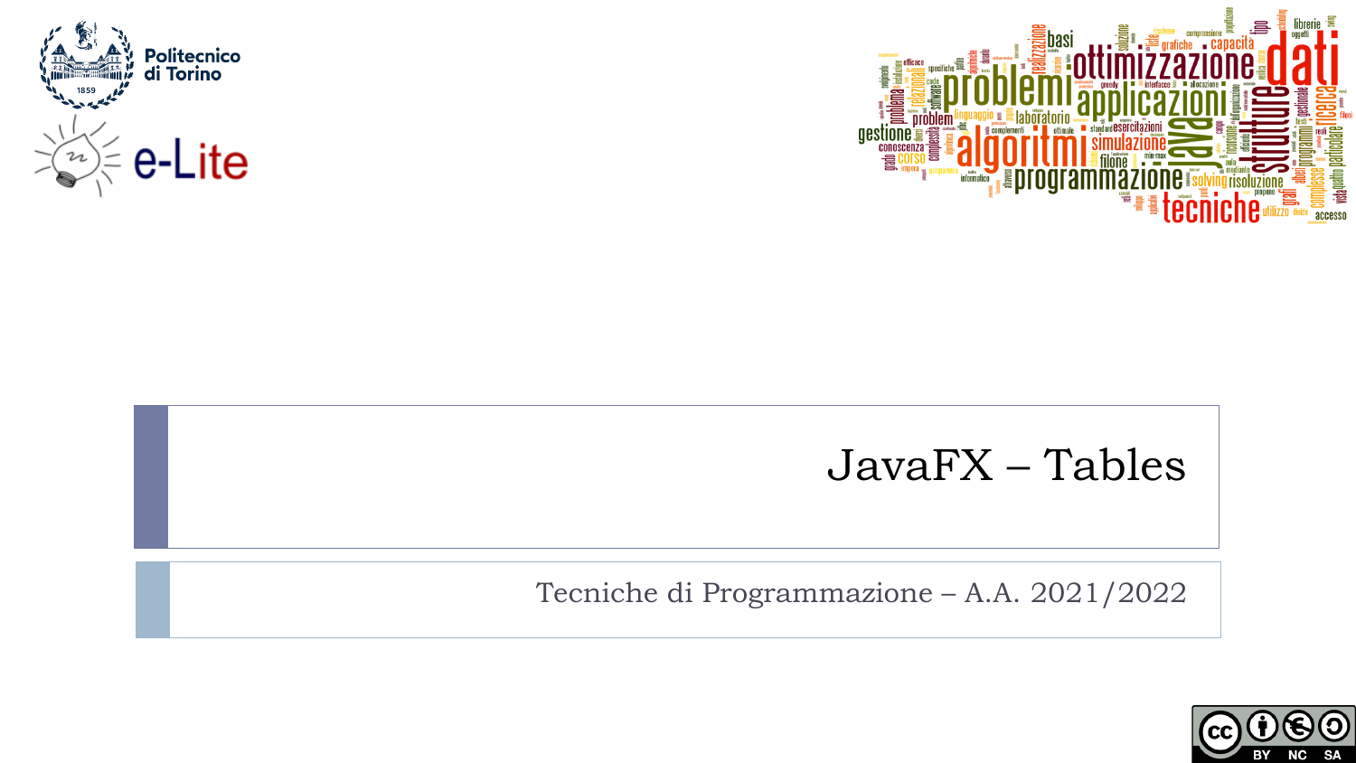# JavaFX – Tables

Tecniche di Programmazione – A.A. 2021/2022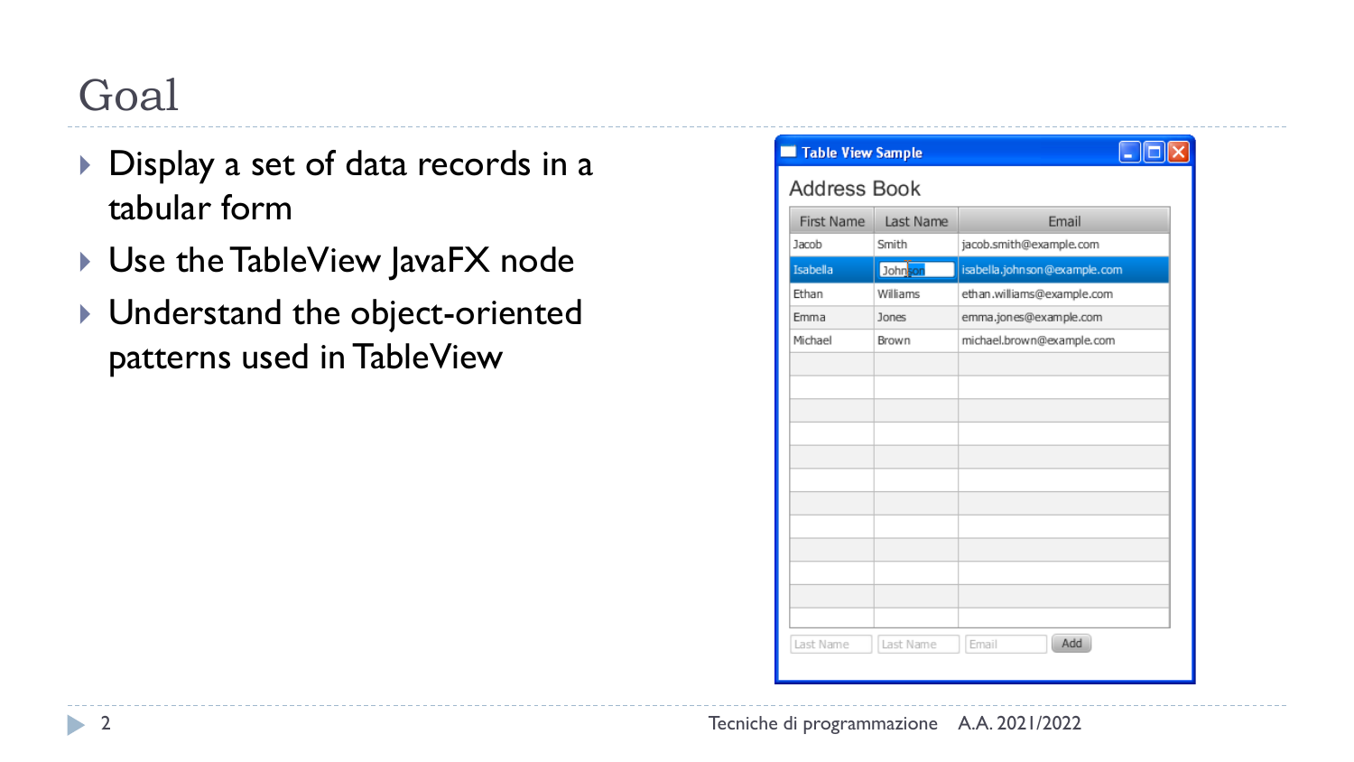# Goal

- Display a set of data records in a tabular form
- Use the TableView JavaFX node
- Understand the object-oriented patterns used in TableView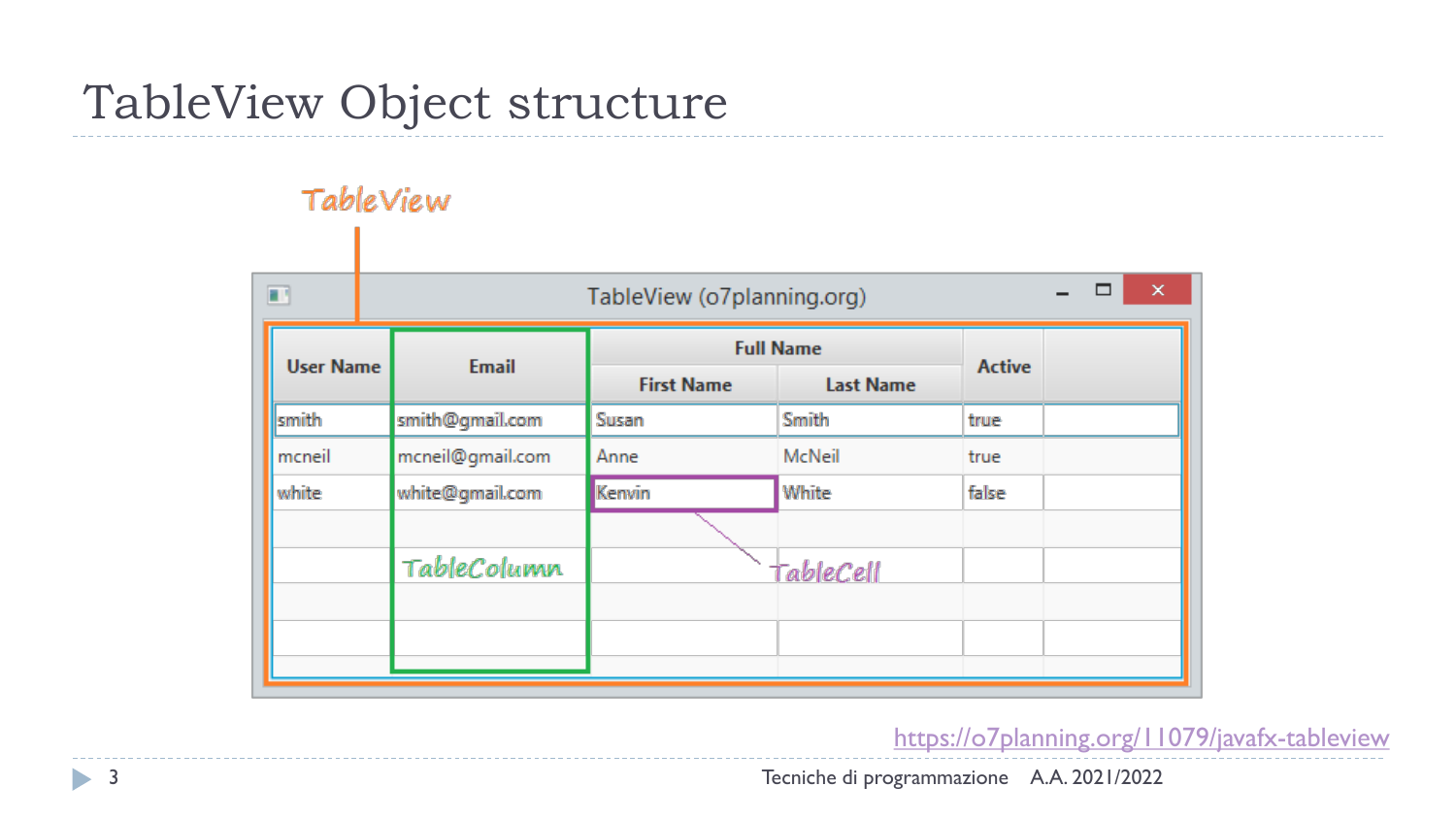# TableView Object structure

TableView

TableView (o7planning.org)

| User Name | Email | Full Name | | Active |
|---|---|---|---|---|
| | | First Name | Last Name | |
| smith | smith@gmail.com | Susan | Smith | true |
| mcneil | mcneil@gmail.com | Anne | McNeil | true |
| white | white@gmail.com | Kenvin | White | false |

TableColumn

TableCell

https://o7planning.org/11079/javafx-tableview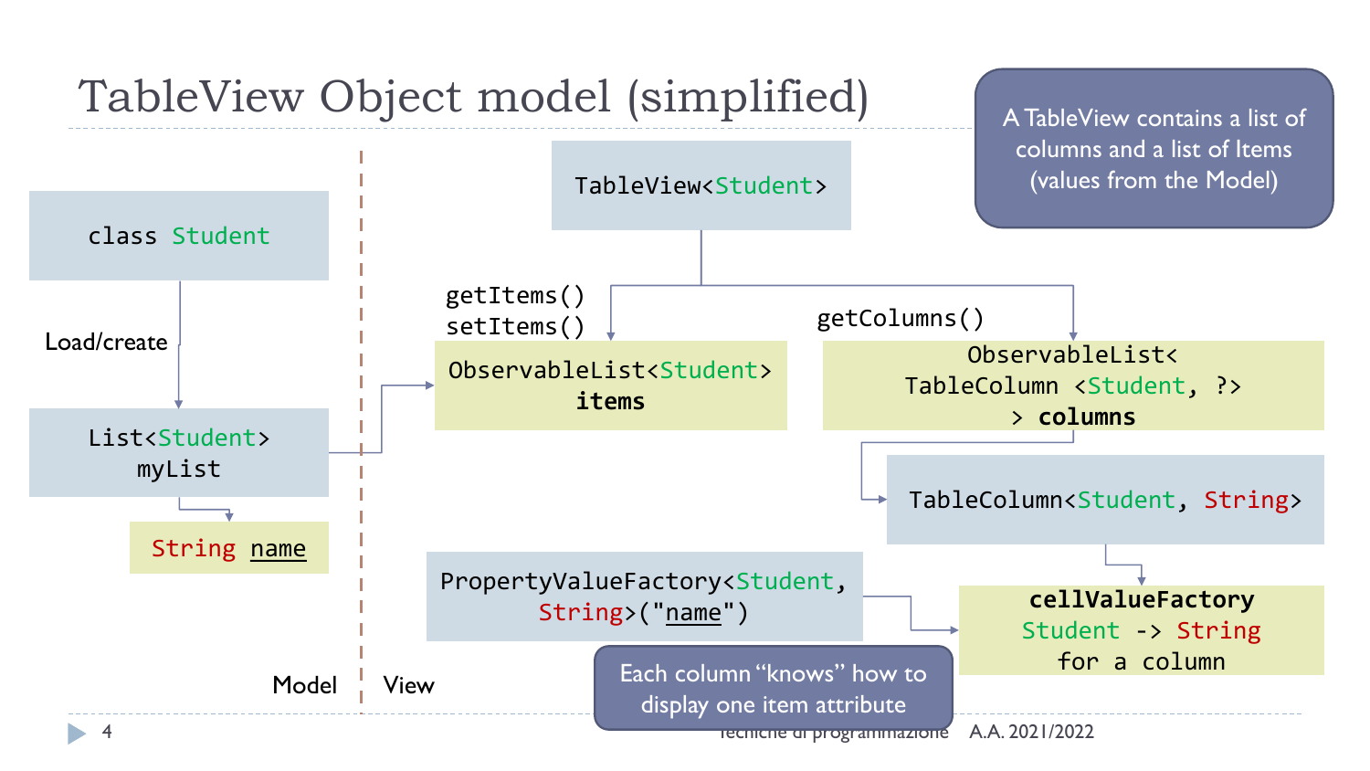# TableView Object model (simplified)

A TableView contains a list of columns and a list of Items (values from the Model)

`class Student`

Load/create

`List<Student> myList`

`String name`

Model | View

`TableView<Student>`

`getItems()`
`setItems()`

`ObservableList<Student>` **`items`**

`getColumns()`

`ObservableList< TableColumn <Student, ?> >` **`columns`**

`TableColumn<Student, String>`

`PropertyValueFactory<Student, String>("name")`

**`cellValueFactory`**
`Student -> String`
`for a column`

Each column "knows" how to display one item attribute

Tecniche di programmazione A.A. 2021/2022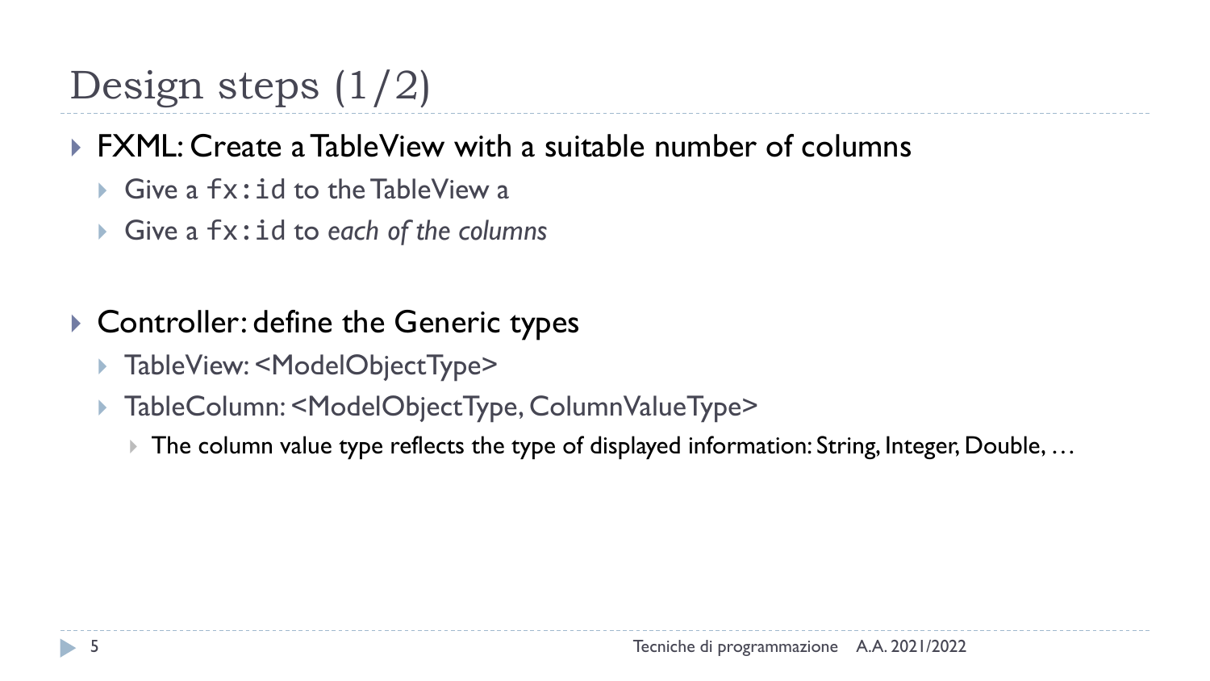# Design steps (1/2)

- FXML: Create a TableView with a suitable number of columns
  - Give a `fx:id` to the TableView a
  - Give a `fx:id` to *each of the columns*
- Controller: define the Generic types
  - TableView: <ModelObjectType>
  - TableColumn: <ModelObjectType, ColumnValueType>
    - The column value type reflects the type of displayed information: String, Integer, Double, …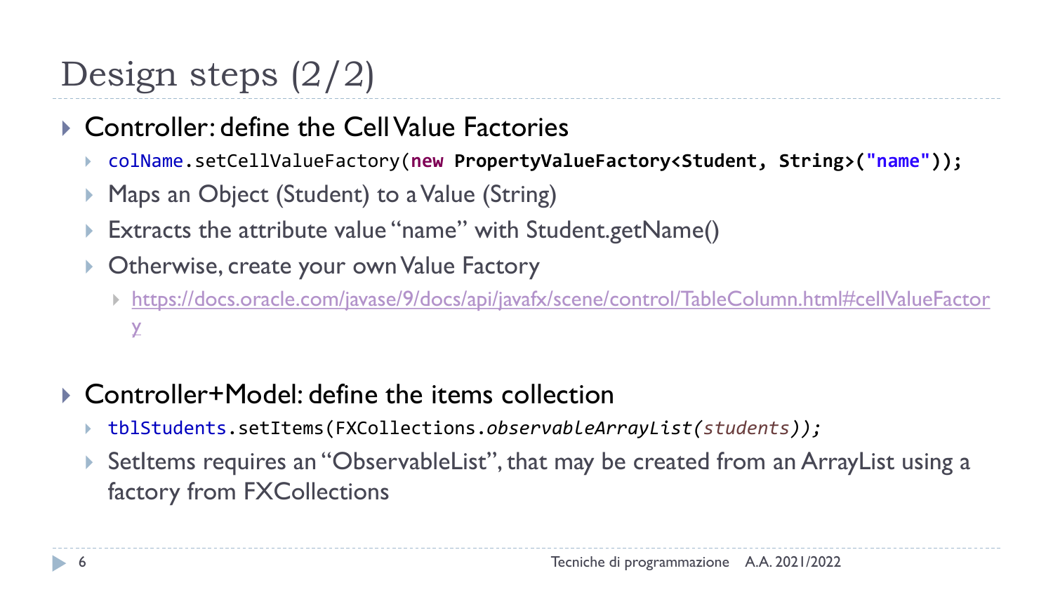# Design steps (2/2)

- Controller: define the Cell Value Factories
  - `colName.setCellValueFactory(new PropertyValueFactory<Student, String>("name"));`
  - Maps an Object (Student) to a Value (String)
  - Extracts the attribute value "name" with Student.getName()
  - Otherwise, create your own Value Factory
    - https://docs.oracle.com/javase/9/docs/api/javafx/scene/control/TableColumn.html#cellValueFactory

- Controller+Model: define the items collection
  - `tblStudents.setItems(FXCollections.observableArrayList(students));`
  - SetItems requires an "ObservableList", that may be created from an ArrayList using a factory from FXCollections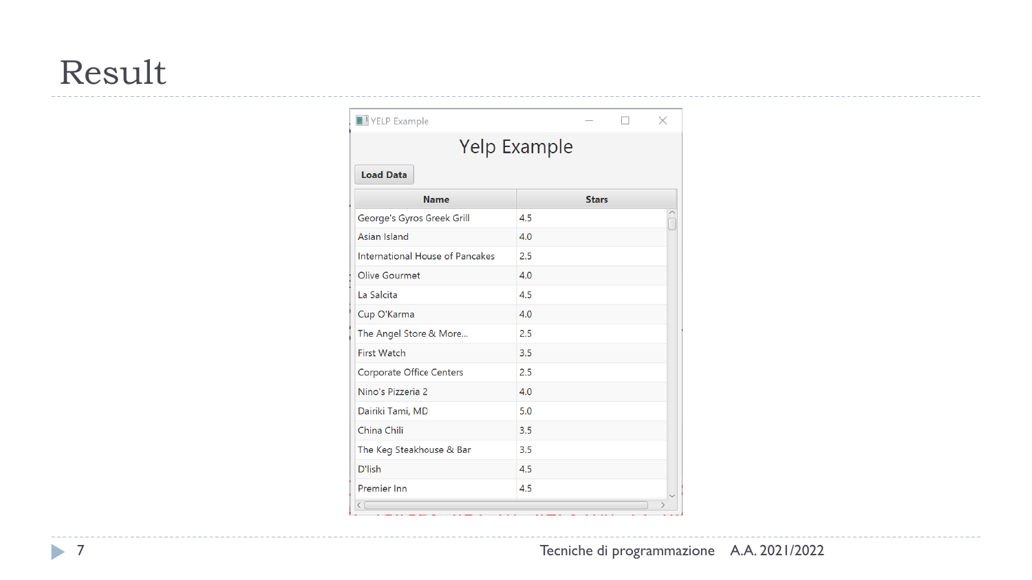# Result

YELP Example

## Yelp Example

**Load Data**

| Name | Stars |
|---|---|
| George's Gyros Greek Grill | 4.5 |
| Asian Island | 4.0 |
| International House of Pancakes | 2.5 |
| Olive Gourmet | 4.0 |
| La Salcita | 4.5 |
| Cup O'Karma | 4.0 |
| The Angel Store & More... | 2.5 |
| First Watch | 3.5 |
| Corporate Office Centers | 2.5 |
| Nino's Pizzeria 2 | 4.0 |
| Dairiki Tami, MD | 5.0 |
| China Chili | 3.5 |
| The Keg Steakhouse & Bar | 3.5 |
| D'lish | 4.5 |
| Premier Inn | 4.5 |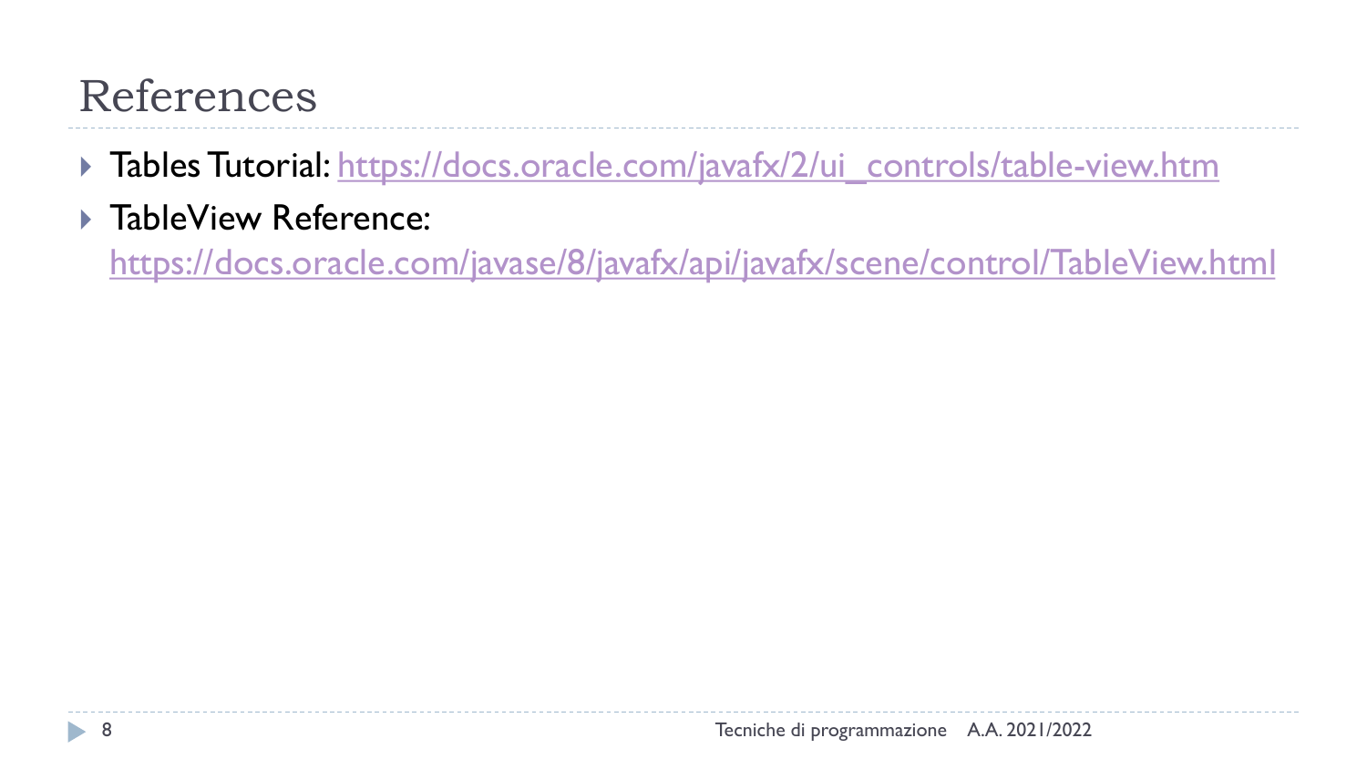# References

- Tables Tutorial: https://docs.oracle.com/javafx/2/ui_controls/table-view.htm
- TableView Reference: https://docs.oracle.com/javase/8/javafx/api/javafx/scene/control/TableView.html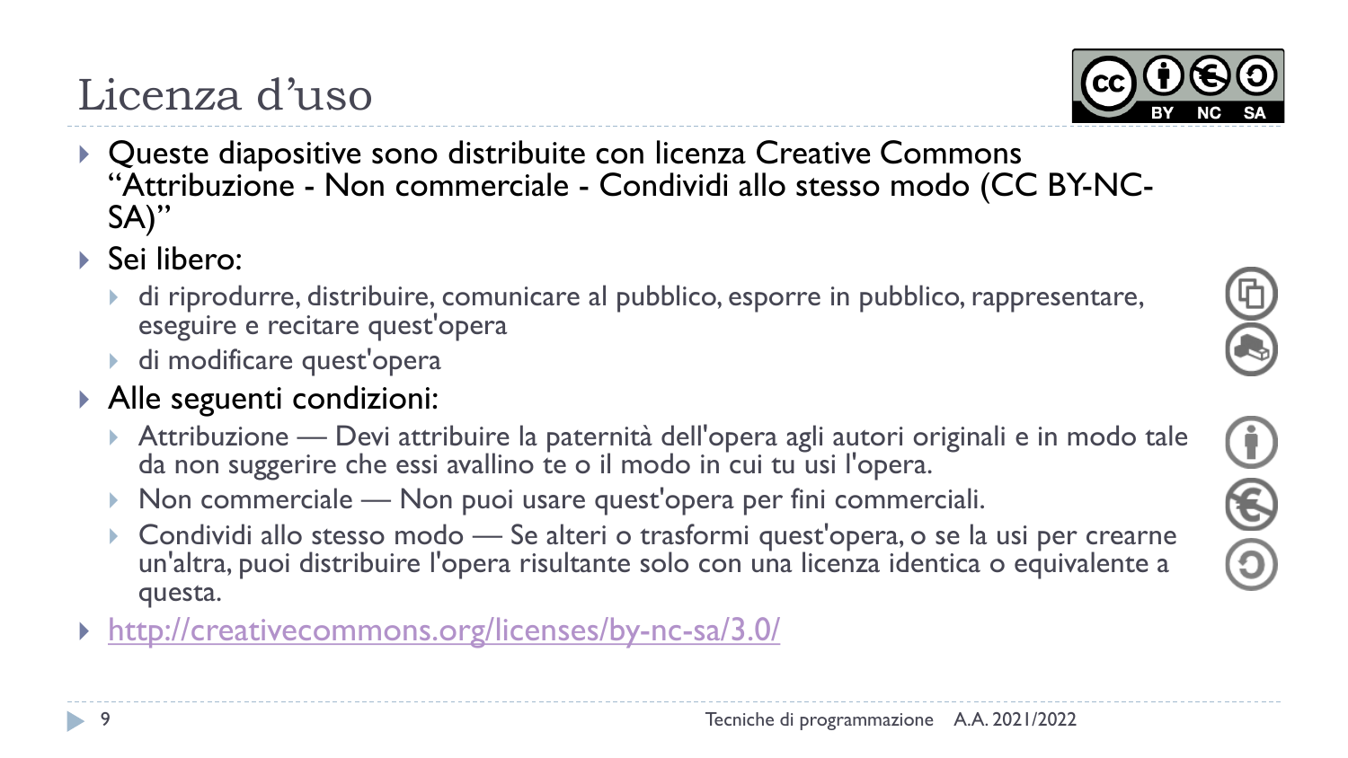# Licenza d’uso

- Queste diapositive sono distribuite con licenza Creative Commons “Attribuzione - Non commerciale - Condividi allo stesso modo (CC BY-NC-SA)”
- Sei libero:
  - di riprodurre, distribuire, comunicare al pubblico, esporre in pubblico, rappresentare, eseguire e recitare quest'opera
  - di modificare quest'opera
- Alle seguenti condizioni:
  - Attribuzione — Devi attribuire la paternità dell'opera agli autori originali e in modo tale da non suggerire che essi avallino te o il modo in cui tu usi l'opera.
  - Non commerciale — Non puoi usare quest'opera per fini commerciali.
  - Condividi allo stesso modo — Se alteri o trasformi quest'opera, o se la usi per crearne un'altra, puoi distribuire l'opera risultante solo con una licenza identica o equivalente a questa.
- http://creativecommons.org/licenses/by-nc-sa/3.0/